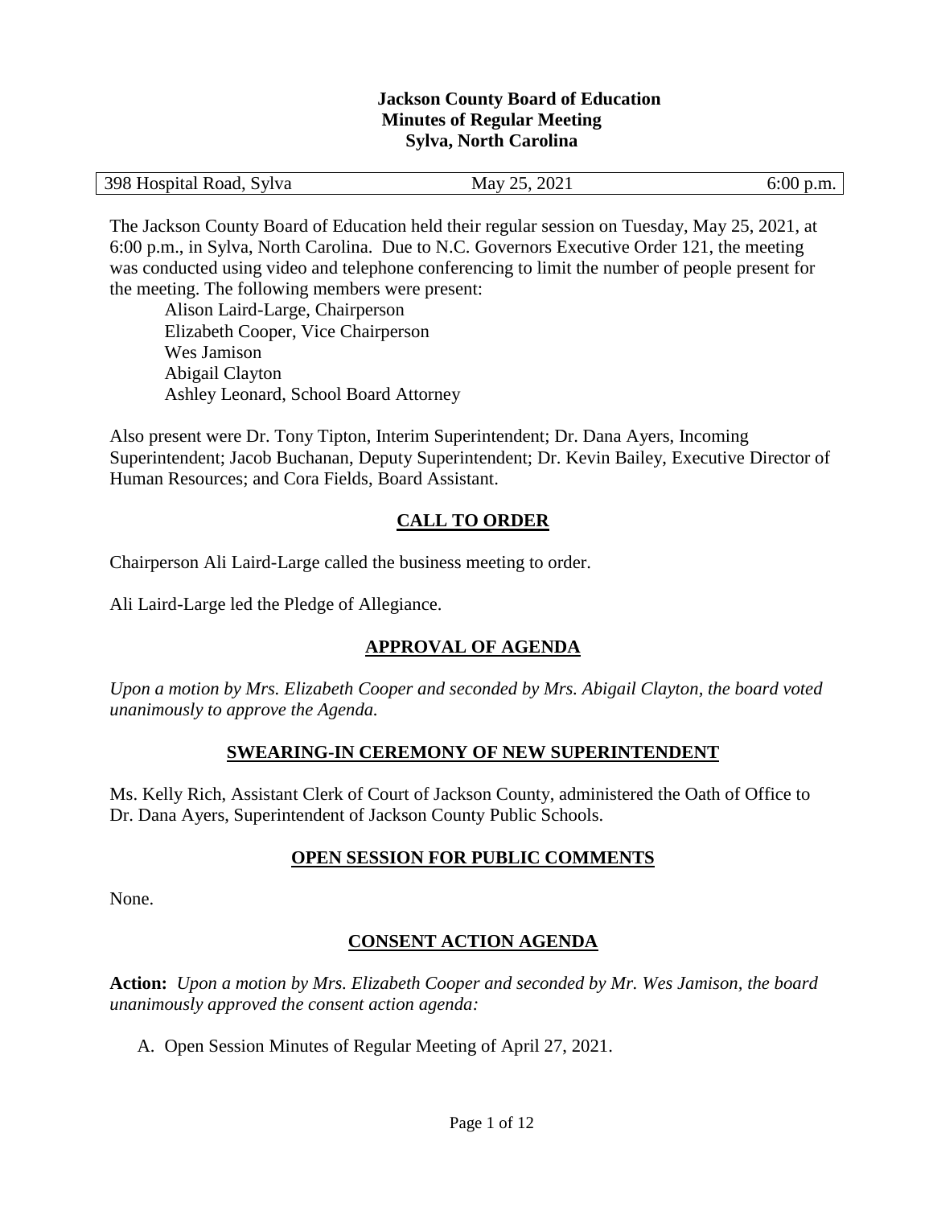**Jackson County Board of Education**
**Minutes of Regular Meeting**
**Sylva, North Carolina**

| 398 Hospital Road, Sylva | May 25, 2021 | 6:00 p.m. |
|---|---|---|

The Jackson County Board of Education held their regular session on Tuesday, May 25, 2021, at 6:00 p.m., in Sylva, North Carolina. Due to N.C. Governors Executive Order 121, the meeting was conducted using video and telephone conferencing to limit the number of people present for the meeting. The following members were present:

Alison Laird-Large, Chairperson
Elizabeth Cooper, Vice Chairperson
Wes Jamison
Abigail Clayton
Ashley Leonard, School Board Attorney

Also present were Dr. Tony Tipton, Interim Superintendent; Dr. Dana Ayers, Incoming Superintendent; Jacob Buchanan, Deputy Superintendent; Dr. Kevin Bailey, Executive Director of Human Resources; and Cora Fields, Board Assistant.

## CALL TO ORDER

Chairperson Ali Laird-Large called the business meeting to order.

Ali Laird-Large led the Pledge of Allegiance.

## APPROVAL OF AGENDA

*Upon a motion by Mrs. Elizabeth Cooper and seconded by Mrs. Abigail Clayton, the board voted unanimously to approve the Agenda.*

## SWEARING-IN CEREMONY OF NEW SUPERINTENDENT

Ms. Kelly Rich, Assistant Clerk of Court of Jackson County, administered the Oath of Office to Dr. Dana Ayers, Superintendent of Jackson County Public Schools.

## OPEN SESSION FOR PUBLIC COMMENTS

None.

## CONSENT ACTION AGENDA

**Action:** *Upon a motion by Mrs. Elizabeth Cooper and seconded by Mr. Wes Jamison, the board unanimously approved the consent action agenda:*

A. Open Session Minutes of Regular Meeting of April 27, 2021.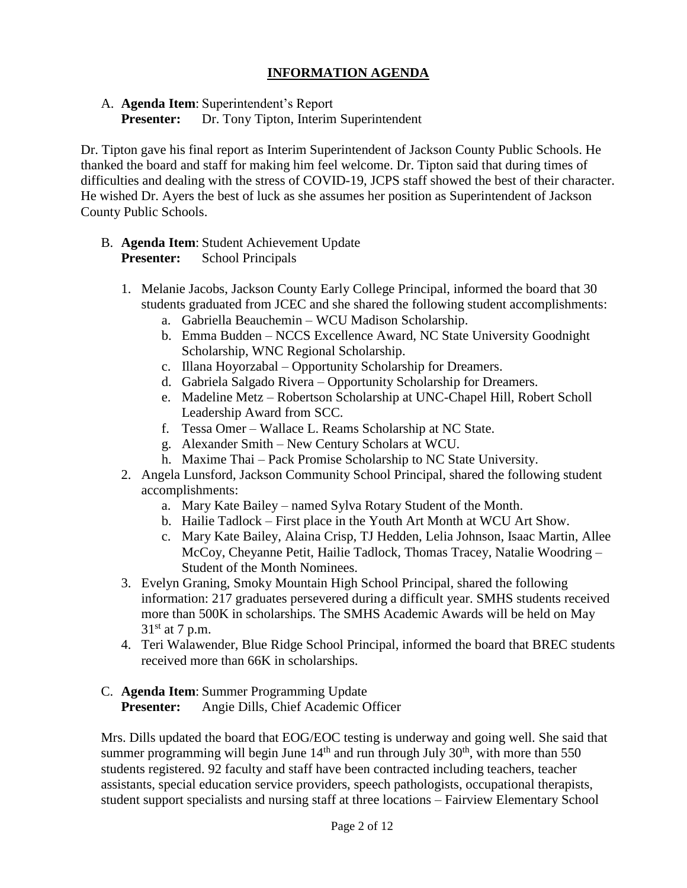## INFORMATION AGENDA

A. **Agenda Item**: Superintendent's Report
**Presenter:** Dr. Tony Tipton, Interim Superintendent

Dr. Tipton gave his final report as Interim Superintendent of Jackson County Public Schools. He thanked the board and staff for making him feel welcome. Dr. Tipton said that during times of difficulties and dealing with the stress of COVID-19, JCPS staff showed the best of their character. He wished Dr. Ayers the best of luck as she assumes her position as Superintendent of Jackson County Public Schools.

B. **Agenda Item**: Student Achievement Update
**Presenter:** School Principals

1. Melanie Jacobs, Jackson County Early College Principal, informed the board that 30 students graduated from JCEC and she shared the following student accomplishments:
   a. Gabriella Beauchemin – WCU Madison Scholarship.
   b. Emma Budden – NCCS Excellence Award, NC State University Goodnight Scholarship, WNC Regional Scholarship.
   c. Illana Hoyorzabal – Opportunity Scholarship for Dreamers.
   d. Gabriela Salgado Rivera – Opportunity Scholarship for Dreamers.
   e. Madeline Metz – Robertson Scholarship at UNC-Chapel Hill, Robert Scholl Leadership Award from SCC.
   f. Tessa Omer – Wallace L. Reams Scholarship at NC State.
   g. Alexander Smith – New Century Scholars at WCU.
   h. Maxime Thai – Pack Promise Scholarship to NC State University.
2. Angela Lunsford, Jackson Community School Principal, shared the following student accomplishments:
   a. Mary Kate Bailey – named Sylva Rotary Student of the Month.
   b. Hailie Tadlock – First place in the Youth Art Month at WCU Art Show.
   c. Mary Kate Bailey, Alaina Crisp, TJ Hedden, Lelia Johnson, Isaac Martin, Allee McCoy, Cheyanne Petit, Hailie Tadlock, Thomas Tracey, Natalie Woodring – Student of the Month Nominees.
3. Evelyn Graning, Smoky Mountain High School Principal, shared the following information: 217 graduates persevered during a difficult year. SMHS students received more than 500K in scholarships. The SMHS Academic Awards will be held on May 31st at 7 p.m.
4. Teri Walawender, Blue Ridge School Principal, informed the board that BREC students received more than 66K in scholarships.

C. **Agenda Item**: Summer Programming Update
**Presenter:** Angie Dills, Chief Academic Officer

Mrs. Dills updated the board that EOG/EOC testing is underway and going well. She said that summer programming will begin June 14th and run through July 30th, with more than 550 students registered. 92 faculty and staff have been contracted including teachers, teacher assistants, special education service providers, speech pathologists, occupational therapists, student support specialists and nursing staff at three locations – Fairview Elementary School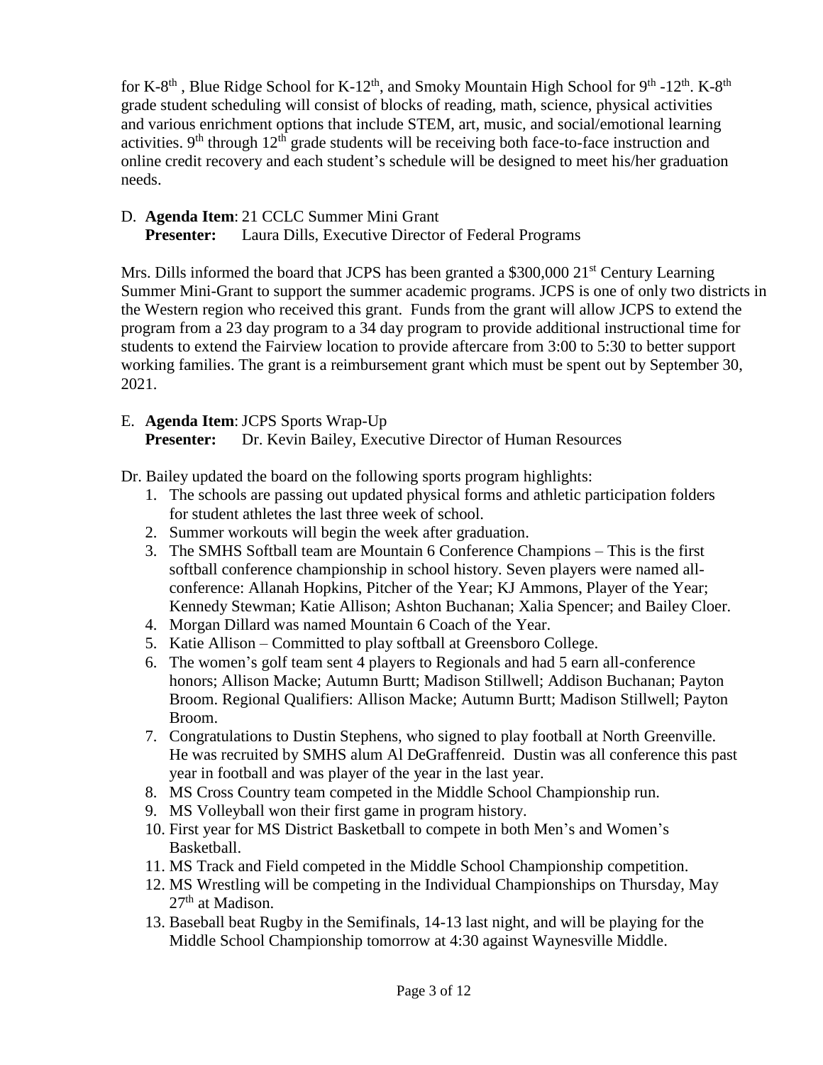for K-8th , Blue Ridge School for K-12th, and Smoky Mountain High School for 9th -12th. K-8th grade student scheduling will consist of blocks of reading, math, science, physical activities and various enrichment options that include STEM, art, music, and social/emotional learning activities. 9th through 12th grade students will be receiving both face-to-face instruction and online credit recovery and each student's schedule will be designed to meet his/her graduation needs.

D. **Agenda Item**: 21 CCLC Summer Mini Grant
   **Presenter:** Laura Dills, Executive Director of Federal Programs

Mrs. Dills informed the board that JCPS has been granted a $300,000 21st Century Learning Summer Mini-Grant to support the summer academic programs. JCPS is one of only two districts in the Western region who received this grant. Funds from the grant will allow JCPS to extend the program from a 23 day program to a 34 day program to provide additional instructional time for students to extend the Fairview location to provide aftercare from 3:00 to 5:30 to better support working families. The grant is a reimbursement grant which must be spent out by September 30, 2021.

E. **Agenda Item**: JCPS Sports Wrap-Up
   **Presenter:** Dr. Kevin Bailey, Executive Director of Human Resources

Dr. Bailey updated the board on the following sports program highlights:

1. The schools are passing out updated physical forms and athletic participation folders for student athletes the last three week of school.
2. Summer workouts will begin the week after graduation.
3. The SMHS Softball team are Mountain 6 Conference Champions – This is the first softball conference championship in school history. Seven players were named all-conference: Allanah Hopkins, Pitcher of the Year; KJ Ammons, Player of the Year; Kennedy Stewman; Katie Allison; Ashton Buchanan; Xalia Spencer; and Bailey Cloer.
4. Morgan Dillard was named Mountain 6 Coach of the Year.
5. Katie Allison – Committed to play softball at Greensboro College.
6. The women's golf team sent 4 players to Regionals and had 5 earn all-conference honors; Allison Macke; Autumn Burtt; Madison Stillwell; Addison Buchanan; Payton Broom. Regional Qualifiers: Allison Macke; Autumn Burtt; Madison Stillwell; Payton Broom.
7. Congratulations to Dustin Stephens, who signed to play football at North Greenville. He was recruited by SMHS alum Al DeGraffenreid. Dustin was all conference this past year in football and was player of the year in the last year.
8. MS Cross Country team competed in the Middle School Championship run.
9. MS Volleyball won their first game in program history.
10. First year for MS District Basketball to compete in both Men's and Women's Basketball.
11. MS Track and Field competed in the Middle School Championship competition.
12. MS Wrestling will be competing in the Individual Championships on Thursday, May 27th at Madison.
13. Baseball beat Rugby in the Semifinals, 14-13 last night, and will be playing for the Middle School Championship tomorrow at 4:30 against Waynesville Middle.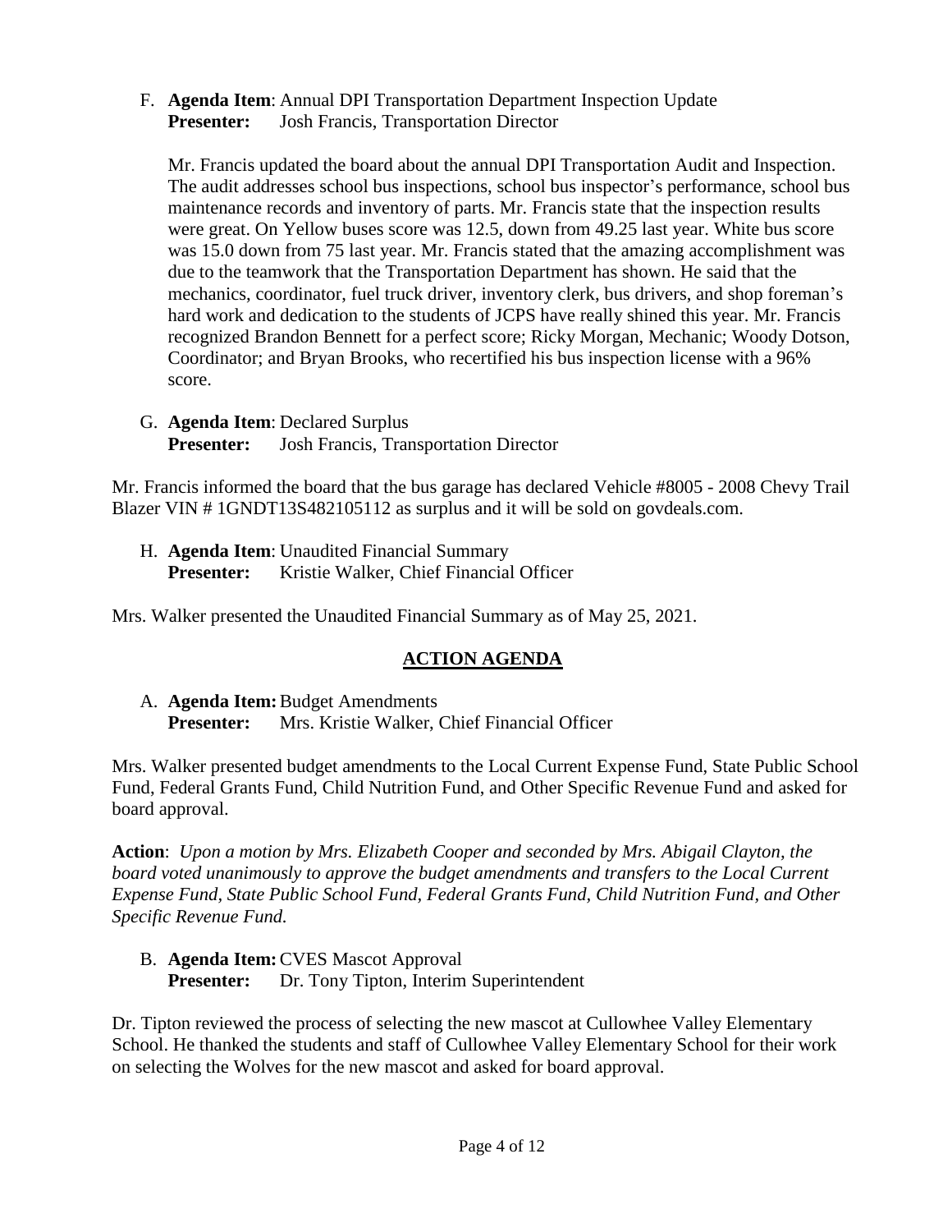F. **Agenda Item**: Annual DPI Transportation Department Inspection Update
**Presenter:** Josh Francis, Transportation Director

Mr. Francis updated the board about the annual DPI Transportation Audit and Inspection. The audit addresses school bus inspections, school bus inspector's performance, school bus maintenance records and inventory of parts. Mr. Francis state that the inspection results were great. On Yellow buses score was 12.5, down from 49.25 last year. White bus score was 15.0 down from 75 last year. Mr. Francis stated that the amazing accomplishment was due to the teamwork that the Transportation Department has shown. He said that the mechanics, coordinator, fuel truck driver, inventory clerk, bus drivers, and shop foreman's hard work and dedication to the students of JCPS have really shined this year. Mr. Francis recognized Brandon Bennett for a perfect score; Ricky Morgan, Mechanic; Woody Dotson, Coordinator; and Bryan Brooks, who recertified his bus inspection license with a 96% score.

G. **Agenda Item**: Declared Surplus
**Presenter:** Josh Francis, Transportation Director

Mr. Francis informed the board that the bus garage has declared Vehicle #8005 - 2008 Chevy Trail Blazer VIN # 1GNDT13S482105112 as surplus and it will be sold on govdeals.com.

H. **Agenda Item**: Unaudited Financial Summary
**Presenter:** Kristie Walker, Chief Financial Officer

Mrs. Walker presented the Unaudited Financial Summary as of May 25, 2021.

## **ACTION AGENDA**

A. **Agenda Item:** Budget Amendments
**Presenter:** Mrs. Kristie Walker, Chief Financial Officer

Mrs. Walker presented budget amendments to the Local Current Expense Fund, State Public School Fund, Federal Grants Fund, Child Nutrition Fund, and Other Specific Revenue Fund and asked for board approval.

**Action**: *Upon a motion by Mrs. Elizabeth Cooper and seconded by Mrs. Abigail Clayton, the board voted unanimously to approve the budget amendments and transfers to the Local Current Expense Fund, State Public School Fund, Federal Grants Fund, Child Nutrition Fund, and Other Specific Revenue Fund.*

B. **Agenda Item:** CVES Mascot Approval
**Presenter:** Dr. Tony Tipton, Interim Superintendent

Dr. Tipton reviewed the process of selecting the new mascot at Cullowhee Valley Elementary School. He thanked the students and staff of Cullowhee Valley Elementary School for their work on selecting the Wolves for the new mascot and asked for board approval.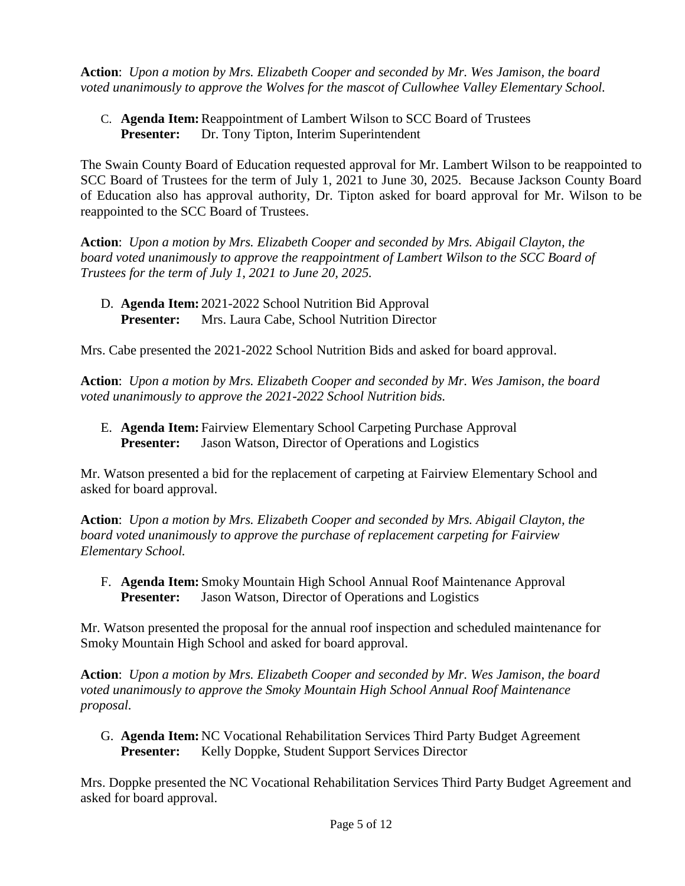**Action**: *Upon a motion by Mrs. Elizabeth Cooper and seconded by Mr. Wes Jamison, the board voted unanimously to approve the Wolves for the mascot of Cullowhee Valley Elementary School.*

C. **Agenda Item:** Reappointment of Lambert Wilson to SCC Board of Trustees
   **Presenter:** Dr. Tony Tipton, Interim Superintendent

The Swain County Board of Education requested approval for Mr. Lambert Wilson to be reappointed to SCC Board of Trustees for the term of July 1, 2021 to June 30, 2025. Because Jackson County Board of Education also has approval authority, Dr. Tipton asked for board approval for Mr. Wilson to be reappointed to the SCC Board of Trustees.

**Action**: *Upon a motion by Mrs. Elizabeth Cooper and seconded by Mrs. Abigail Clayton, the board voted unanimously to approve the reappointment of Lambert Wilson to the SCC Board of Trustees for the term of July 1, 2021 to June 20, 2025.*

D. **Agenda Item:** 2021-2022 School Nutrition Bid Approval
   **Presenter:** Mrs. Laura Cabe, School Nutrition Director

Mrs. Cabe presented the 2021-2022 School Nutrition Bids and asked for board approval.

**Action**: *Upon a motion by Mrs. Elizabeth Cooper and seconded by Mr. Wes Jamison, the board voted unanimously to approve the 2021-2022 School Nutrition bids.*

E. **Agenda Item:** Fairview Elementary School Carpeting Purchase Approval
   **Presenter:** Jason Watson, Director of Operations and Logistics

Mr. Watson presented a bid for the replacement of carpeting at Fairview Elementary School and asked for board approval.

**Action**: *Upon a motion by Mrs. Elizabeth Cooper and seconded by Mrs. Abigail Clayton, the board voted unanimously to approve the purchase of replacement carpeting for Fairview Elementary School.*

F. **Agenda Item:** Smoky Mountain High School Annual Roof Maintenance Approval
   **Presenter:** Jason Watson, Director of Operations and Logistics

Mr. Watson presented the proposal for the annual roof inspection and scheduled maintenance for Smoky Mountain High School and asked for board approval.

**Action**: *Upon a motion by Mrs. Elizabeth Cooper and seconded by Mr. Wes Jamison, the board voted unanimously to approve the Smoky Mountain High School Annual Roof Maintenance proposal.*

G. **Agenda Item:** NC Vocational Rehabilitation Services Third Party Budget Agreement
   **Presenter:** Kelly Doppke, Student Support Services Director

Mrs. Doppke presented the NC Vocational Rehabilitation Services Third Party Budget Agreement and asked for board approval.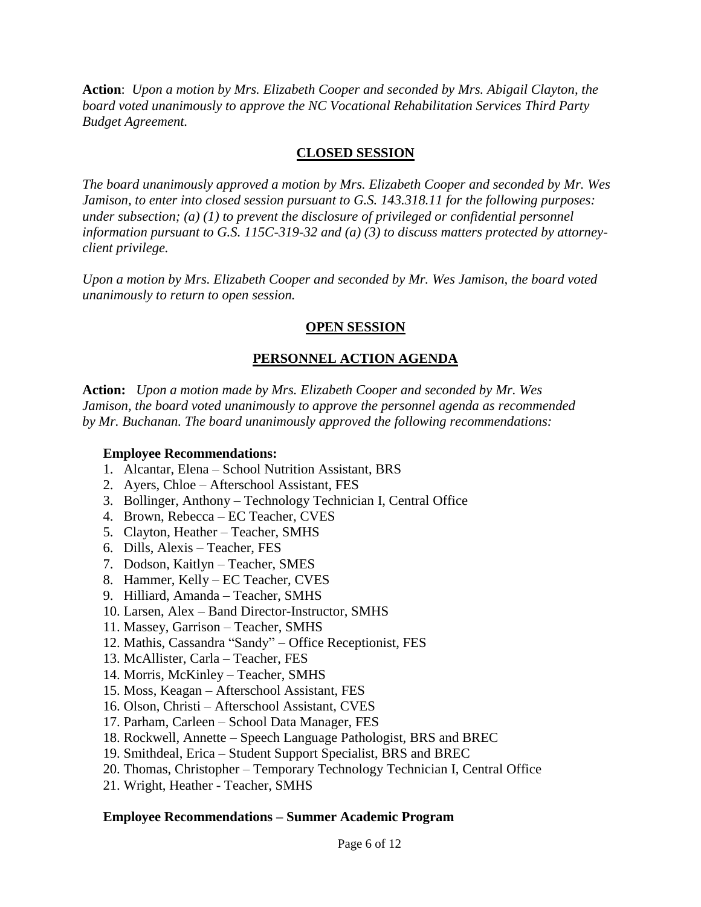**Action**: *Upon a motion by Mrs. Elizabeth Cooper and seconded by Mrs. Abigail Clayton, the board voted unanimously to approve the NC Vocational Rehabilitation Services Third Party Budget Agreement.*

## CLOSED SESSION

*The board unanimously approved a motion by Mrs. Elizabeth Cooper and seconded by Mr. Wes Jamison, to enter into closed session pursuant to G.S. 143.318.11 for the following purposes: under subsection; (a) (1) to prevent the disclosure of privileged or confidential personnel information pursuant to G.S. 115C-319-32 and (a) (3) to discuss matters protected by attorney-client privilege.*

*Upon a motion by Mrs. Elizabeth Cooper and seconded by Mr. Wes Jamison, the board voted unanimously to return to open session.*

## OPEN SESSION

## PERSONNEL ACTION AGENDA

**Action:** *Upon a motion made by Mrs. Elizabeth Cooper and seconded by Mr. Wes Jamison, the board voted unanimously to approve the personnel agenda as recommended by Mr. Buchanan. The board unanimously approved the following recommendations:*

**Employee Recommendations:**

1. Alcantar, Elena – School Nutrition Assistant, BRS
2. Ayers, Chloe – Afterschool Assistant, FES
3. Bollinger, Anthony – Technology Technician I, Central Office
4. Brown, Rebecca – EC Teacher, CVES
5. Clayton, Heather – Teacher, SMHS
6. Dills, Alexis – Teacher, FES
7. Dodson, Kaitlyn – Teacher, SMES
8. Hammer, Kelly – EC Teacher, CVES
9. Hilliard, Amanda – Teacher, SMHS
10. Larsen, Alex – Band Director-Instructor, SMHS
11. Massey, Garrison – Teacher, SMHS
12. Mathis, Cassandra "Sandy" – Office Receptionist, FES
13. McAllister, Carla – Teacher, FES
14. Morris, McKinley – Teacher, SMHS
15. Moss, Keagan – Afterschool Assistant, FES
16. Olson, Christi – Afterschool Assistant, CVES
17. Parham, Carleen – School Data Manager, FES
18. Rockwell, Annette – Speech Language Pathologist, BRS and BREC
19. Smithdeal, Erica – Student Support Specialist, BRS and BREC
20. Thomas, Christopher – Temporary Technology Technician I, Central Office
21. Wright, Heather - Teacher, SMHS

**Employee Recommendations – Summer Academic Program**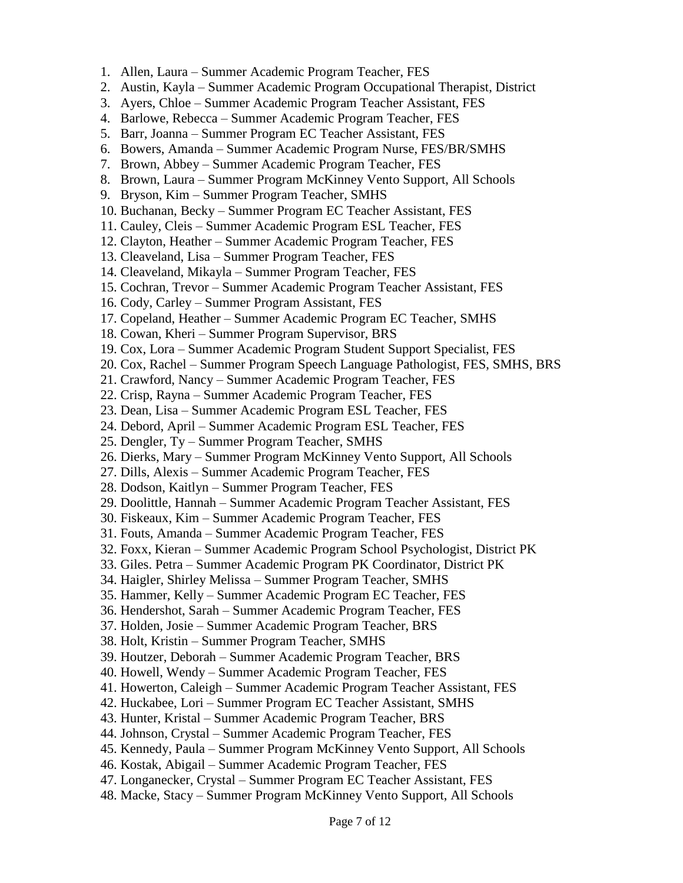1. Allen, Laura – Summer Academic Program Teacher, FES
2. Austin, Kayla – Summer Academic Program Occupational Therapist, District
3. Ayers, Chloe – Summer Academic Program Teacher Assistant, FES
4. Barlowe, Rebecca – Summer Academic Program Teacher, FES
5. Barr, Joanna – Summer Program EC Teacher Assistant, FES
6. Bowers, Amanda – Summer Academic Program Nurse, FES/BR/SMHS
7. Brown, Abbey – Summer Academic Program Teacher, FES
8. Brown, Laura – Summer Program McKinney Vento Support, All Schools
9. Bryson, Kim – Summer Program Teacher, SMHS
10. Buchanan, Becky – Summer Program EC Teacher Assistant, FES
11. Cauley, Cleis – Summer Academic Program ESL Teacher, FES
12. Clayton, Heather – Summer Academic Program Teacher, FES
13. Cleaveland, Lisa – Summer Program Teacher, FES
14. Cleaveland, Mikayla – Summer Program Teacher, FES
15. Cochran, Trevor – Summer Academic Program Teacher Assistant, FES
16. Cody, Carley – Summer Program Assistant, FES
17. Copeland, Heather – Summer Academic Program EC Teacher, SMHS
18. Cowan, Kheri – Summer Program Supervisor, BRS
19. Cox, Lora – Summer Academic Program Student Support Specialist, FES
20. Cox, Rachel – Summer Program Speech Language Pathologist, FES, SMHS, BRS
21. Crawford, Nancy – Summer Academic Program Teacher, FES
22. Crisp, Rayna – Summer Academic Program Teacher, FES
23. Dean, Lisa – Summer Academic Program ESL Teacher, FES
24. Debord, April – Summer Academic Program ESL Teacher, FES
25. Dengler, Ty – Summer Program Teacher, SMHS
26. Dierks, Mary – Summer Program McKinney Vento Support, All Schools
27. Dills, Alexis – Summer Academic Program Teacher, FES
28. Dodson, Kaitlyn – Summer Program Teacher, FES
29. Doolittle, Hannah – Summer Academic Program Teacher Assistant, FES
30. Fiskeaux, Kim – Summer Academic Program Teacher, FES
31. Fouts, Amanda – Summer Academic Program Teacher, FES
32. Foxx, Kieran – Summer Academic Program School Psychologist, District PK
33. Giles. Petra – Summer Academic Program PK Coordinator, District PK
34. Haigler, Shirley Melissa – Summer Program Teacher, SMHS
35. Hammer, Kelly – Summer Academic Program EC Teacher, FES
36. Hendershot, Sarah – Summer Academic Program Teacher, FES
37. Holden, Josie – Summer Academic Program Teacher, BRS
38. Holt, Kristin – Summer Program Teacher, SMHS
39. Houtzer, Deborah – Summer Academic Program Teacher, BRS
40. Howell, Wendy – Summer Academic Program Teacher, FES
41. Howerton, Caleigh – Summer Academic Program Teacher Assistant, FES
42. Huckabee, Lori – Summer Program EC Teacher Assistant, SMHS
43. Hunter, Kristal – Summer Academic Program Teacher, BRS
44. Johnson, Crystal – Summer Academic Program Teacher, FES
45. Kennedy, Paula – Summer Program McKinney Vento Support, All Schools
46. Kostak, Abigail – Summer Academic Program Teacher, FES
47. Longanecker, Crystal – Summer Program EC Teacher Assistant, FES
48. Macke, Stacy – Summer Program McKinney Vento Support, All Schools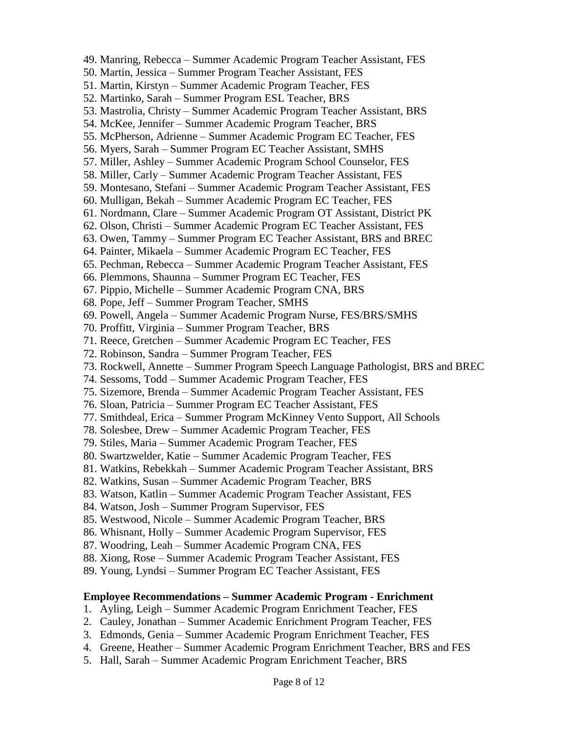49. Manring, Rebecca – Summer Academic Program Teacher Assistant, FES
50. Martin, Jessica – Summer Program Teacher Assistant, FES
51. Martin, Kirstyn – Summer Academic Program Teacher, FES
52. Martinko, Sarah – Summer Program ESL Teacher, BRS
53. Mastrolia, Christy – Summer Academic Program Teacher Assistant, BRS
54. McKee, Jennifer – Summer Academic Program Teacher, BRS
55. McPherson, Adrienne – Summer Academic Program EC Teacher, FES
56. Myers, Sarah – Summer Program EC Teacher Assistant, SMHS
57. Miller, Ashley – Summer Academic Program School Counselor, FES
58. Miller, Carly – Summer Academic Program Teacher Assistant, FES
59. Montesano, Stefani – Summer Academic Program Teacher Assistant, FES
60. Mulligan, Bekah – Summer Academic Program EC Teacher, FES
61. Nordmann, Clare – Summer Academic Program OT Assistant, District PK
62. Olson, Christi – Summer Academic Program EC Teacher Assistant, FES
63. Owen, Tammy – Summer Program EC Teacher Assistant, BRS and BREC
64. Painter, Mikaela – Summer Academic Program EC Teacher, FES
65. Pechman, Rebecca – Summer Academic Program Teacher Assistant, FES
66. Plemmons, Shaunna – Summer Program EC Teacher, FES
67. Pippio, Michelle – Summer Academic Program CNA, BRS
68. Pope, Jeff – Summer Program Teacher, SMHS
69. Powell, Angela – Summer Academic Program Nurse, FES/BRS/SMHS
70. Proffitt, Virginia – Summer Program Teacher, BRS
71. Reece, Gretchen – Summer Academic Program EC Teacher, FES
72. Robinson, Sandra – Summer Program Teacher, FES
73. Rockwell, Annette – Summer Program Speech Language Pathologist, BRS and BREC
74. Sessoms, Todd – Summer Academic Program Teacher, FES
75. Sizemore, Brenda – Summer Academic Program Teacher Assistant, FES
76. Sloan, Patricia – Summer Program EC Teacher Assistant, FES
77. Smithdeal, Erica – Summer Program McKinney Vento Support, All Schools
78. Solesbee, Drew – Summer Academic Program Teacher, FES
79. Stiles, Maria – Summer Academic Program Teacher, FES
80. Swartzwelder, Katie – Summer Academic Program Teacher, FES
81. Watkins, Rebekkah – Summer Academic Program Teacher Assistant, BRS
82. Watkins, Susan – Summer Academic Program Teacher, BRS
83. Watson, Katlin – Summer Academic Program Teacher Assistant, FES
84. Watson, Josh – Summer Program Supervisor, FES
85. Westwood, Nicole – Summer Academic Program Teacher, BRS
86. Whisnant, Holly – Summer Academic Program Supervisor, FES
87. Woodring, Leah – Summer Academic Program CNA, FES
88. Xiong, Rose – Summer Academic Program Teacher Assistant, FES
89. Young, Lyndsi – Summer Program EC Teacher Assistant, FES

**Employee Recommendations – Summer Academic Program - Enrichment**

1. Ayling, Leigh – Summer Academic Program Enrichment Teacher, FES
2. Cauley, Jonathan – Summer Academic Enrichment Program Teacher, FES
3. Edmonds, Genia – Summer Academic Program Enrichment Teacher, FES
4. Greene, Heather – Summer Academic Program Enrichment Teacher, BRS and FES
5. Hall, Sarah – Summer Academic Program Enrichment Teacher, BRS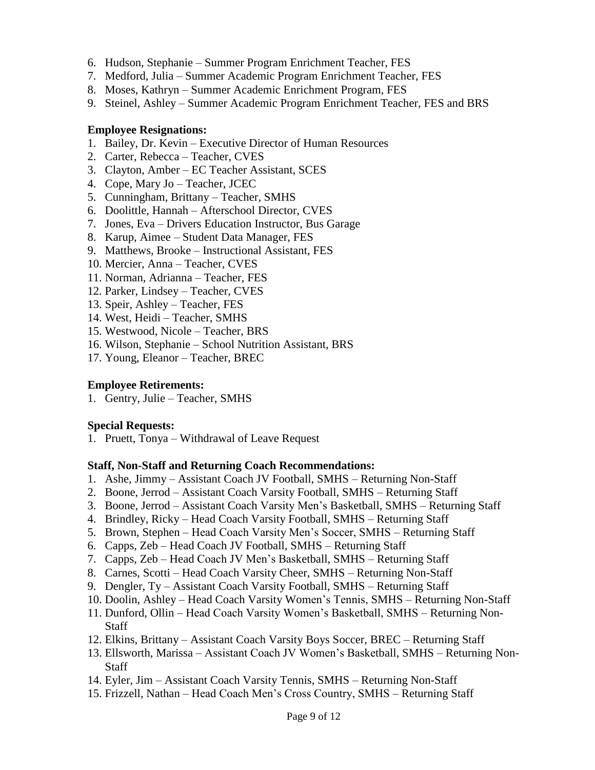6. Hudson, Stephanie – Summer Program Enrichment Teacher, FES
7. Medford, Julia – Summer Academic Program Enrichment Teacher, FES
8. Moses, Kathryn – Summer Academic Enrichment Program, FES
9. Steinel, Ashley – Summer Academic Program Enrichment Teacher, FES and BRS

**Employee Resignations:**

1. Bailey, Dr. Kevin – Executive Director of Human Resources
2. Carter, Rebecca – Teacher, CVES
3. Clayton, Amber – EC Teacher Assistant, SCES
4. Cope, Mary Jo – Teacher, JCEC
5. Cunningham, Brittany – Teacher, SMHS
6. Doolittle, Hannah – Afterschool Director, CVES
7. Jones, Eva – Drivers Education Instructor, Bus Garage
8. Karup, Aimee – Student Data Manager, FES
9. Matthews, Brooke – Instructional Assistant, FES
10. Mercier, Anna – Teacher, CVES
11. Norman, Adrianna – Teacher, FES
12. Parker, Lindsey – Teacher, CVES
13. Speir, Ashley – Teacher, FES
14. West, Heidi – Teacher, SMHS
15. Westwood, Nicole – Teacher, BRS
16. Wilson, Stephanie – School Nutrition Assistant, BRS
17. Young, Eleanor – Teacher, BREC

**Employee Retirements:**

1. Gentry, Julie – Teacher, SMHS

**Special Requests:**

1. Pruett, Tonya – Withdrawal of Leave Request

**Staff, Non-Staff and Returning Coach Recommendations:**

1. Ashe, Jimmy – Assistant Coach JV Football, SMHS – Returning Non-Staff
2. Boone, Jerrod – Assistant Coach Varsity Football, SMHS – Returning Staff
3. Boone, Jerrod – Assistant Coach Varsity Men's Basketball, SMHS – Returning Staff
4. Brindley, Ricky – Head Coach Varsity Football, SMHS – Returning Staff
5. Brown, Stephen – Head Coach Varsity Men's Soccer, SMHS – Returning Staff
6. Capps, Zeb – Head Coach JV Football, SMHS – Returning Staff
7. Capps, Zeb – Head Coach JV Men's Basketball, SMHS – Returning Staff
8. Carnes, Scotti – Head Coach Varsity Cheer, SMHS – Returning Non-Staff
9. Dengler, Ty – Assistant Coach Varsity Football, SMHS – Returning Staff
10. Doolin, Ashley – Head Coach Varsity Women's Tennis, SMHS – Returning Non-Staff
11. Dunford, Ollin – Head Coach Varsity Women's Basketball, SMHS – Returning Non-Staff
12. Elkins, Brittany – Assistant Coach Varsity Boys Soccer, BREC – Returning Staff
13. Ellsworth, Marissa – Assistant Coach JV Women's Basketball, SMHS – Returning Non-Staff
14. Eyler, Jim – Assistant Coach Varsity Tennis, SMHS – Returning Non-Staff
15. Frizzell, Nathan – Head Coach Men's Cross Country, SMHS – Returning Staff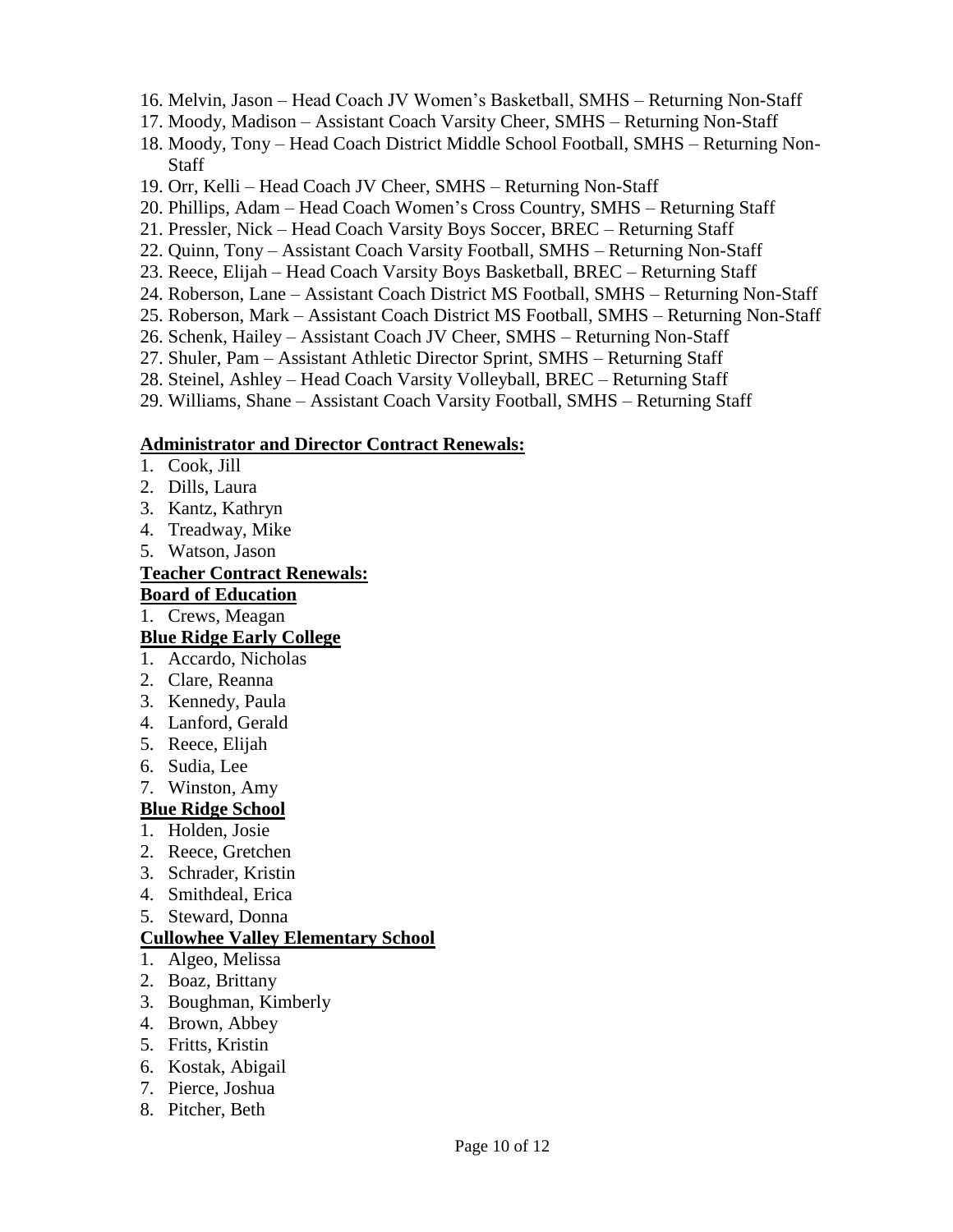16. Melvin, Jason – Head Coach JV Women's Basketball, SMHS – Returning Non-Staff
17. Moody, Madison – Assistant Coach Varsity Cheer, SMHS – Returning Non-Staff
18. Moody, Tony – Head Coach District Middle School Football, SMHS – Returning Non-Staff
19. Orr, Kelli – Head Coach JV Cheer, SMHS – Returning Non-Staff
20. Phillips, Adam – Head Coach Women's Cross Country, SMHS – Returning Staff
21. Pressler, Nick – Head Coach Varsity Boys Soccer, BREC – Returning Staff
22. Quinn, Tony – Assistant Coach Varsity Football, SMHS – Returning Non-Staff
23. Reece, Elijah – Head Coach Varsity Boys Basketball, BREC – Returning Staff
24. Roberson, Lane – Assistant Coach District MS Football, SMHS – Returning Non-Staff
25. Roberson, Mark – Assistant Coach District MS Football, SMHS – Returning Non-Staff
26. Schenk, Hailey – Assistant Coach JV Cheer, SMHS – Returning Non-Staff
27. Shuler, Pam – Assistant Athletic Director Sprint, SMHS – Returning Staff
28. Steinel, Ashley – Head Coach Varsity Volleyball, BREC – Returning Staff
29. Williams, Shane – Assistant Coach Varsity Football, SMHS – Returning Staff

**Administrator and Director Contract Renewals:**

1. Cook, Jill
2. Dills, Laura
3. Kantz, Kathryn
4. Treadway, Mike
5. Watson, Jason

**Teacher Contract Renewals:**

**Board of Education**

1. Crews, Meagan

**Blue Ridge Early College**

1. Accardo, Nicholas
2. Clare, Reanna
3. Kennedy, Paula
4. Lanford, Gerald
5. Reece, Elijah
6. Sudia, Lee
7. Winston, Amy

**Blue Ridge School**

1. Holden, Josie
2. Reece, Gretchen
3. Schrader, Kristin
4. Smithdeal, Erica
5. Steward, Donna

**Cullowhee Valley Elementary School**

1. Algeo, Melissa
2. Boaz, Brittany
3. Boughman, Kimberly
4. Brown, Abbey
5. Fritts, Kristin
6. Kostak, Abigail
7. Pierce, Joshua
8. Pitcher, Beth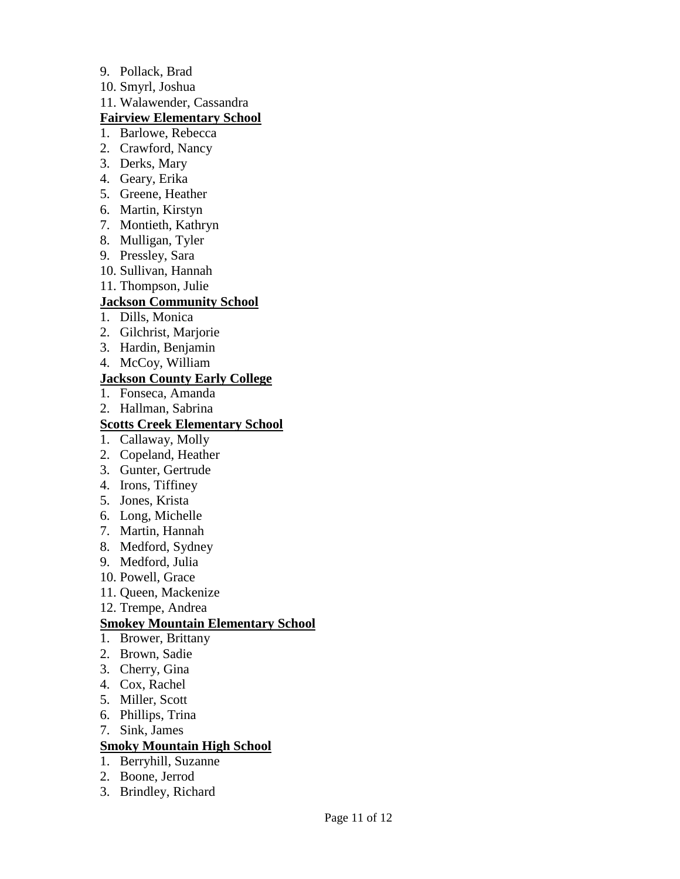9. Pollack, Brad
10. Smyrl, Joshua
11. Walawender, Cassandra

**Fairview Elementary School**

1. Barlowe, Rebecca
2. Crawford, Nancy
3. Derks, Mary
4. Geary, Erika
5. Greene, Heather
6. Martin, Kirstyn
7. Montieth, Kathryn
8. Mulligan, Tyler
9. Pressley, Sara
10. Sullivan, Hannah
11. Thompson, Julie

**Jackson Community School**

1. Dills, Monica
2. Gilchrist, Marjorie
3. Hardin, Benjamin
4. McCoy, William

**Jackson County Early College**

1. Fonseca, Amanda
2. Hallman, Sabrina

**Scotts Creek Elementary School**

1. Callaway, Molly
2. Copeland, Heather
3. Gunter, Gertrude
4. Irons, Tiffiney
5. Jones, Krista
6. Long, Michelle
7. Martin, Hannah
8. Medford, Sydney
9. Medford, Julia
10. Powell, Grace
11. Queen, Mackenize
12. Trempe, Andrea

**Smokey Mountain Elementary School**

1. Brower, Brittany
2. Brown, Sadie
3. Cherry, Gina
4. Cox, Rachel
5. Miller, Scott
6. Phillips, Trina
7. Sink, James

**Smoky Mountain High School**

1. Berryhill, Suzanne
2. Boone, Jerrod
3. Brindley, Richard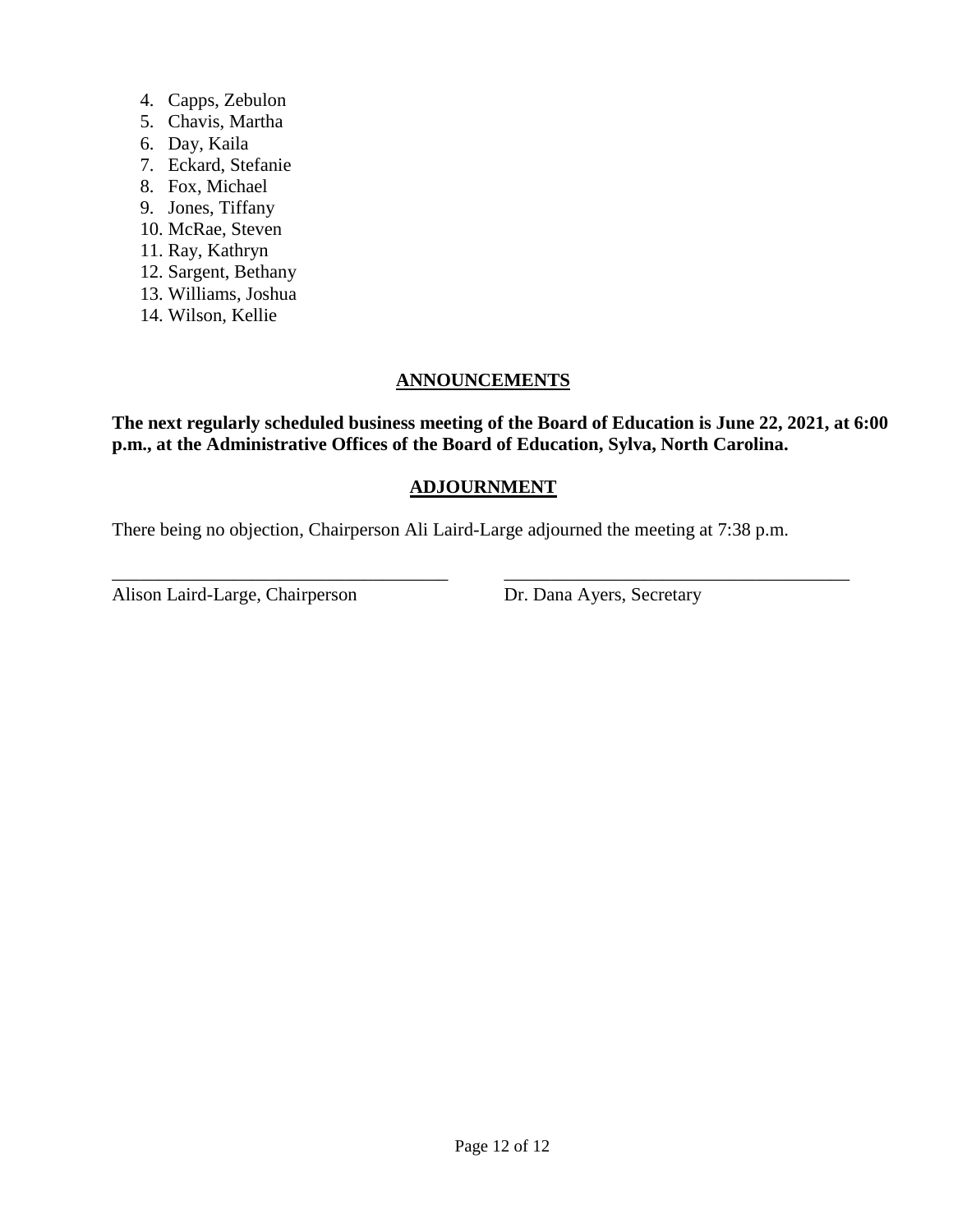4. Capps, Zebulon
5. Chavis, Martha
6. Day, Kaila
7. Eckard, Stefanie
8. Fox, Michael
9. Jones, Tiffany
10. McRae, Steven
11. Ray, Kathryn
12. Sargent, Bethany
13. Williams, Joshua
14. Wilson, Kellie

## ANNOUNCEMENTS

**The next regularly scheduled business meeting of the Board of Education is June 22, 2021, at 6:00 p.m., at the Administrative Offices of the Board of Education, Sylva, North Carolina.**

## ADJOURNMENT

There being no objection, Chairperson Ali Laird-Large adjourned the meeting at 7:38 p.m.

_____________________________________ _____________________________________

Alison Laird-Large, Chairperson Dr. Dana Ayers, Secretary